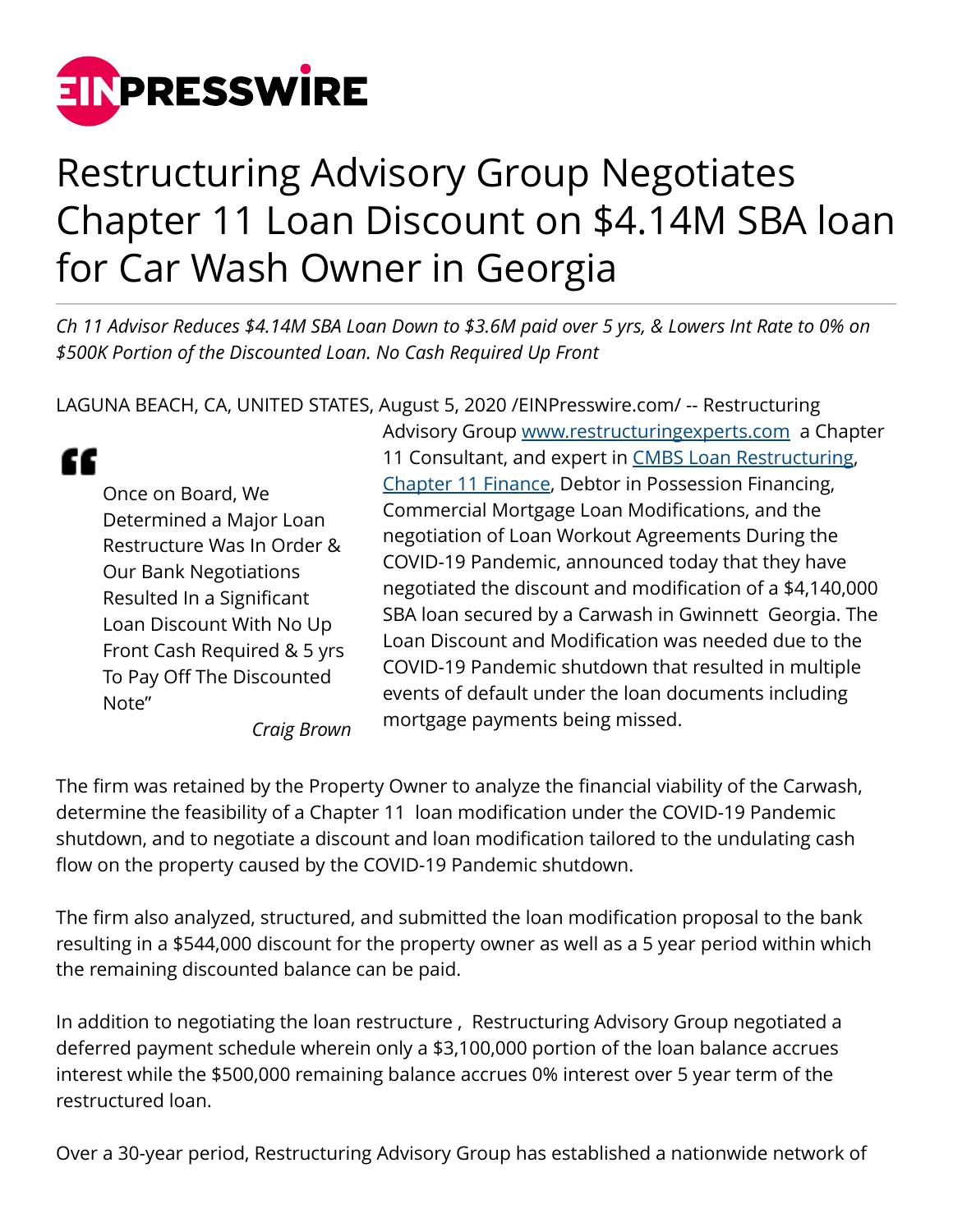# Restructuring Advisory Group Negotiates Chapter 11 Loan Discount on $4.14M SBA loan for Car Wash Owner in Georgia

*Ch 11 Advisor Reduces $4.14M SBA Loan Down to $3.6M paid over 5 yrs, & Lowers Int Rate to 0% on $500K Portion of the Discounted Loan. No Cash Required Up Front*

LAGUNA BEACH, CA, UNITED STATES, August 5, 2020 /EINPresswire.com/ -- Restructuring Advisory Group www.restructuringexperts.com a Chapter 11 Consultant, and expert in CMBS Loan Restructuring, Chapter 11 Finance, Debtor in Possession Financing, Commercial Mortgage Loan Modifications, and the negotiation of Loan Workout Agreements During the COVID-19 Pandemic, announced today that they have negotiated the discount and modification of a $4,140,000 SBA loan secured by a Carwash in Gwinnett Georgia. The Loan Discount and Modification was needed due to the COVID-19 Pandemic shutdown that resulted in multiple events of default under the loan documents including mortgage payments being missed.

> "Once on Board, We Determined a Major Loan Restructure Was In Order & Our Bank Negotiations Resulted In a Significant Loan Discount With No Up Front Cash Required & 5 yrs To Pay Off The Discounted Note"
>
> *Craig Brown*

The firm was retained by the Property Owner to analyze the financial viability of the Carwash, determine the feasibility of a Chapter 11 loan modification under the COVID-19 Pandemic shutdown, and to negotiate a discount and loan modification tailored to the undulating cash flow on the property caused by the COVID-19 Pandemic shutdown.

The firm also analyzed, structured, and submitted the loan modification proposal to the bank resulting in a $544,000 discount for the property owner as well as a 5 year period within which the remaining discounted balance can be paid.

In addition to negotiating the loan restructure , Restructuring Advisory Group negotiated a deferred payment schedule wherein only a $3,100,000 portion of the loan balance accrues interest while the $500,000 remaining balance accrues 0% interest over 5 year term of the restructured loan.

Over a 30-year period, Restructuring Advisory Group has established a nationwide network of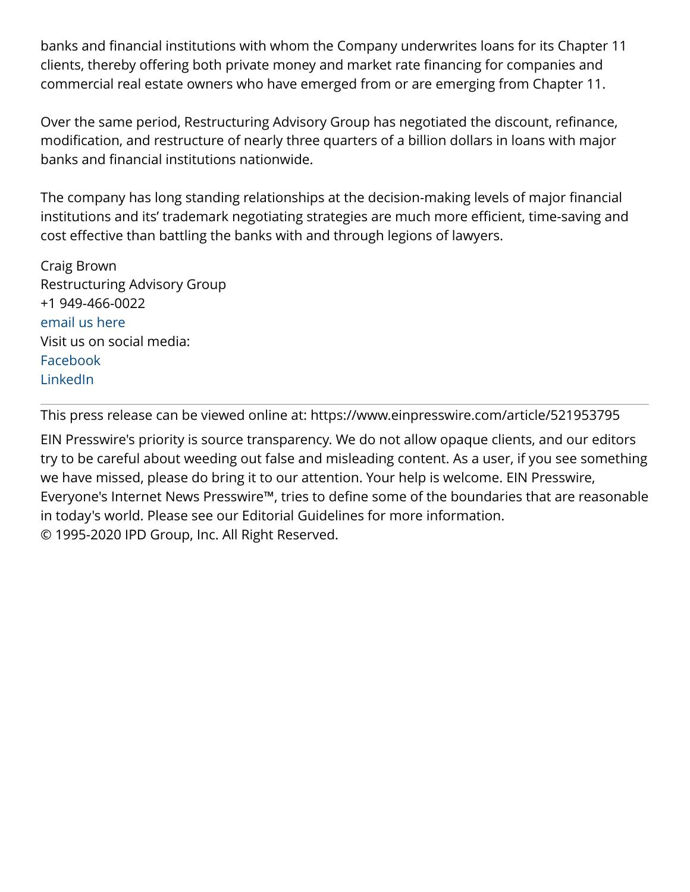banks and financial institutions with whom the Company underwrites loans for its Chapter 11 clients, thereby offering both private money and market rate financing for companies and commercial real estate owners who have emerged from or are emerging from Chapter 11.

Over the same period, Restructuring Advisory Group has negotiated the discount, refinance, modification, and restructure of nearly three quarters of a billion dollars in loans with major banks and financial institutions nationwide.

The company has long standing relationships at the decision-making levels of major financial institutions and its' trademark negotiating strategies are much more efficient, time-saving and cost effective than battling the banks with and through legions of lawyers.

Craig Brown
Restructuring Advisory Group
+1 949-466-0022
email us here
Visit us on social media:
Facebook
LinkedIn

---

This press release can be viewed online at: https://www.einpresswire.com/article/521953795

EIN Presswire's priority is source transparency. We do not allow opaque clients, and our editors try to be careful about weeding out false and misleading content. As a user, if you see something we have missed, please do bring it to our attention. Your help is welcome. EIN Presswire, Everyone's Internet News Presswire™, tries to define some of the boundaries that are reasonable in today's world. Please see our Editorial Guidelines for more information.
© 1995-2020 IPD Group, Inc. All Right Reserved.